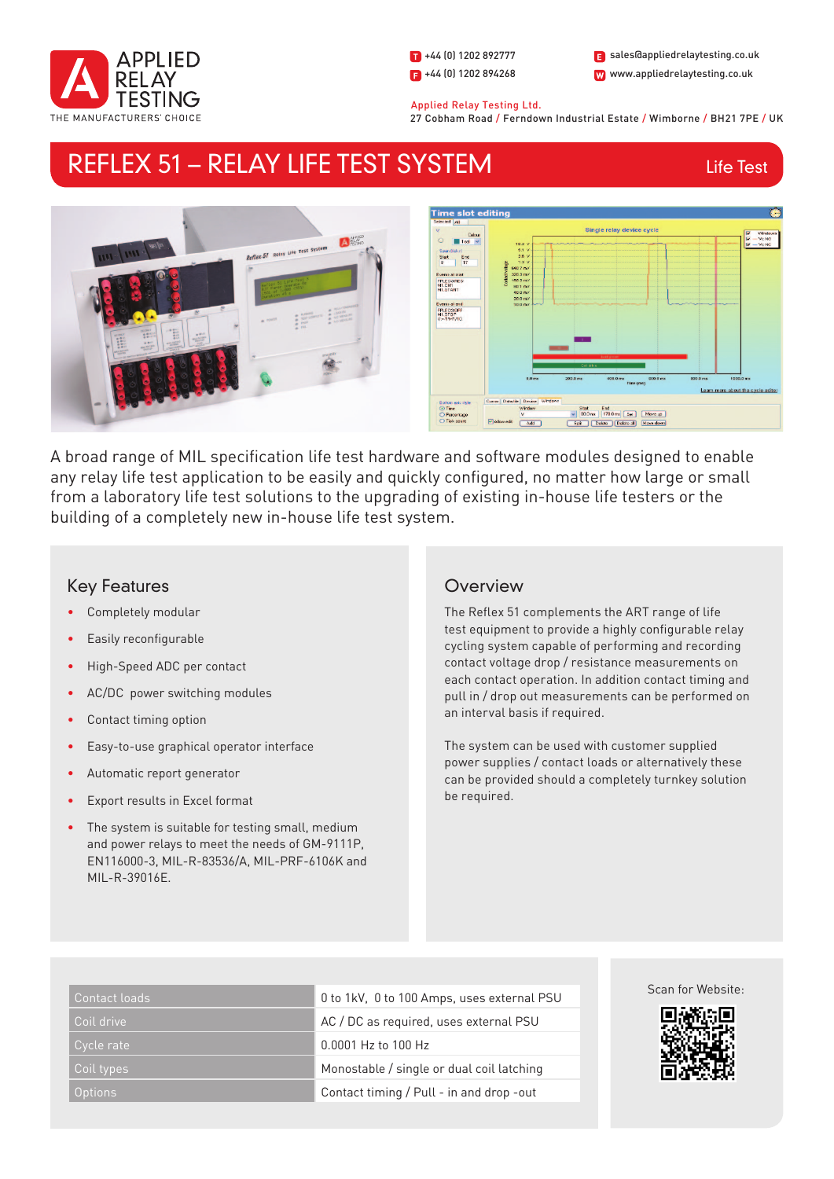APPLIED RELAY TESTING
THE MANUFACTURERS' CHOICE

T +44 (0) 1202 892777
F +44 (0) 1202 894268
E sales@appliedrelaytesting.co.uk
W www.appliedrelaytesting.co.uk

Applied Relay Testing Ltd.
27 Cobham Road / Ferndown Industrial Estate / Wimborne / BH21 7PE / UK

# REFLEX 51 – RELAY LIFE TEST SYSTEM

Life Test

A broad range of MIL specification life test hardware and software modules designed to enable any relay life test application to be easily and quickly configured, no matter how large or small from a laboratory life test solutions to the upgrading of existing in-house life testers or the building of a completely new in-house life test system.

## Key Features

- Completely modular
- Easily reconfigurable
- High-Speed ADC per contact
- AC/DC power switching modules
- Contact timing option
- Easy-to-use graphical operator interface
- Automatic report generator
- Export results in Excel format
- The system is suitable for testing small, medium and power relays to meet the needs of GM-9111P, EN116000-3, MIL-R-83536/A, MIL-PRF-6106K and MIL-R-39016E.

## Overview

The Reflex 51 complements the ART range of life test equipment to provide a highly configurable relay cycling system capable of performing and recording contact voltage drop / resistance measurements on each contact operation. In addition contact timing and pull in / drop out measurements can be performed on an interval basis if required.

The system can be used with customer supplied power supplies / contact loads or alternatively these can be provided should a completely turnkey solution be required.

| | |
|---|---|
| Contact loads | 0 to 1kV, 0 to 100 Amps, uses external PSU |
| Coil drive | AC / DC as required, uses external PSU |
| Cycle rate | 0.0001 Hz to 100 Hz |
| Coil types | Monostable / single or dual coil latching |
| Options | Contact timing / Pull - in and drop -out |

Scan for Website: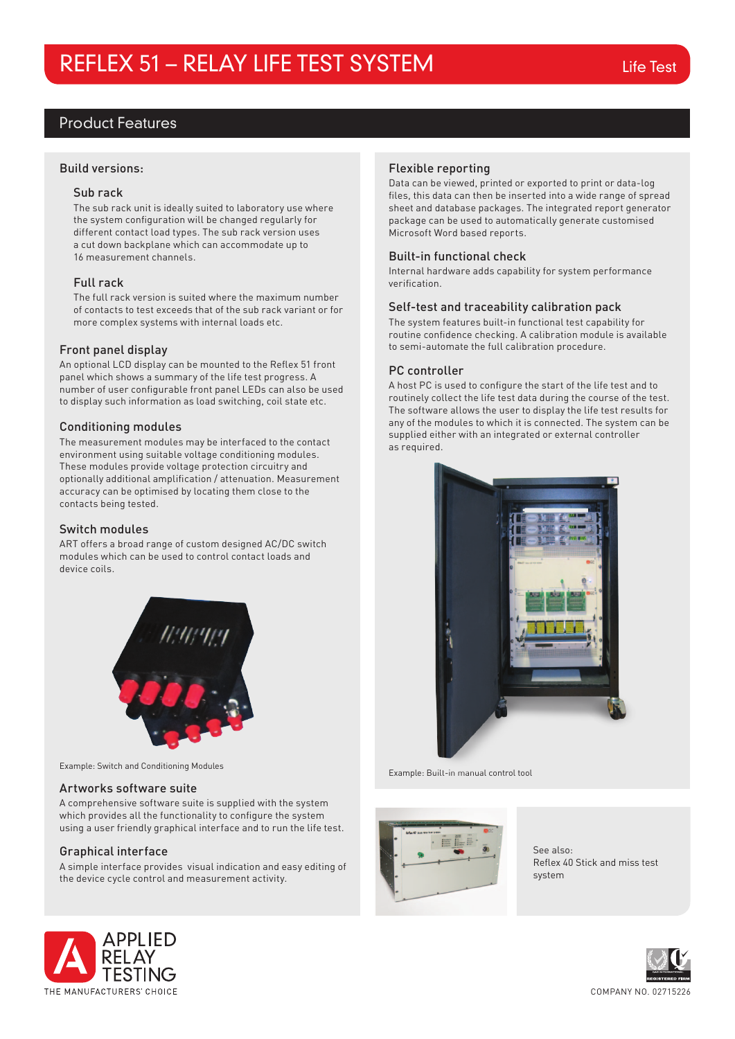# REFLEX 51 – RELAY LIFE TEST SYSTEM

Life Test

## Product Features

### Build versions:

#### Sub rack

The sub rack unit is ideally suited to laboratory use where the system configuration will be changed regularly for different contact load types. The sub rack version uses a cut down backplane which can accommodate up to 16 measurement channels.

#### Full rack

The full rack version is suited where the maximum number of contacts to test exceeds that of the sub rack variant or for more complex systems with internal loads etc.

### Front panel display

An optional LCD display can be mounted to the Reflex 51 front panel which shows a summary of the life test progress. A number of user configurable front panel LEDs can also be used to display such information as load switching, coil state etc.

### Conditioning modules

The measurement modules may be interfaced to the contact environment using suitable voltage conditioning modules. These modules provide voltage protection circuitry and optionally additional amplification / attenuation. Measurement accuracy can be optimised by locating them close to the contacts being tested.

### Switch modules

ART offers a broad range of custom designed AC/DC switch modules which can be used to control contact loads and device coils.

Example: Switch and Conditioning Modules

### Artworks software suite

A comprehensive software suite is supplied with the system which provides all the functionality to configure the system using a user friendly graphical interface and to run the life test.

### Graphical interface

A simple interface provides visual indication and easy editing of the device cycle control and measurement activity.

### Flexible reporting

Data can be viewed, printed or exported to print or data-log files, this data can then be inserted into a wide range of spread sheet and database packages. The integrated report generator package can be used to automatically generate customised Microsoft Word based reports.

### Built-in functional check

Internal hardware adds capability for system performance verification.

### Self-test and traceability calibration pack

The system features built-in functional test capability for routine confidence checking. A calibration module is available to semi-automate the full calibration procedure.

### PC controller

A host PC is used to configure the start of the life test and to routinely collect the life test data during the course of the test. The software allows the user to display the life test results for any of the modules to which it is connected. The system can be supplied either with an integrated or external controller as required.

Example: Built-in manual control tool

See also:
Reflex 40 Stick and miss test system

APPLIED RELAY TESTING
THE MANUFACTURERS' CHOICE

COMPANY NO. 02715226